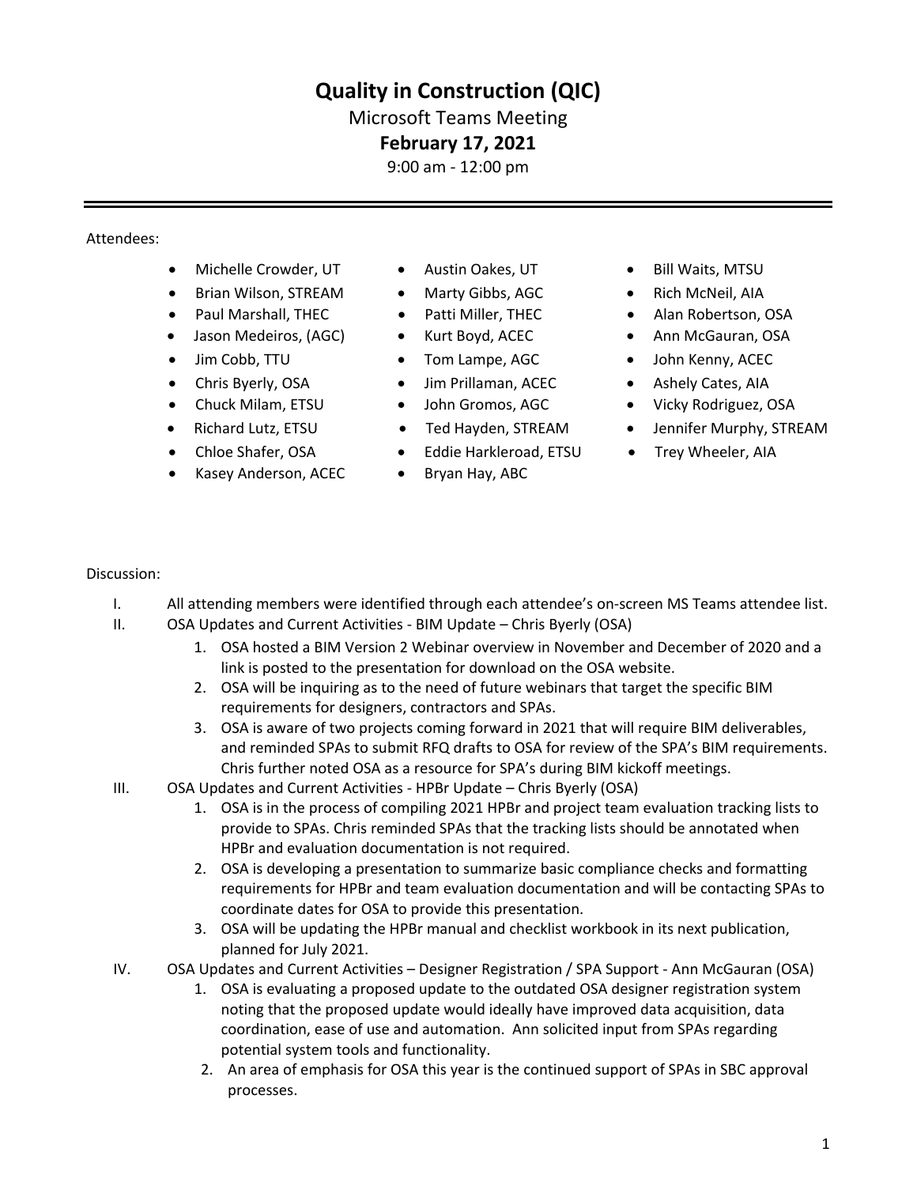# Quality in Construction (QIC)

Microsoft Teams Meeting

**February 17, 2021**

9:00 am - 12:00 pm

---

Attendees:

- Michelle Crowder, UT
- Brian Wilson, STREAM
- Paul Marshall, THEC
- Jason Medeiros, (AGC)
- Jim Cobb, TTU
- Chris Byerly, OSA
- Chuck Milam, ETSU
- Richard Lutz, ETSU
- Chloe Shafer, OSA
- Kasey Anderson, ACEC
- Austin Oakes, UT
- Marty Gibbs, AGC
- Patti Miller, THEC
- Kurt Boyd, ACEC
- Tom Lampe, AGC
- Jim Prillaman, ACEC
- John Gromos, AGC
- Ted Hayden, STREAM
- Eddie Harkleroad, ETSU
- Bryan Hay, ABC
- Bill Waits, MTSU
- Rich McNeil, AIA
- Alan Robertson, OSA
- Ann McGauran, OSA
- John Kenny, ACEC
- Ashely Cates, AIA
- Vicky Rodriguez, OSA
- Jennifer Murphy, STREAM
- Trey Wheeler, AIA

Discussion:

I. All attending members were identified through each attendee's on-screen MS Teams attendee list.

II. OSA Updates and Current Activities - BIM Update – Chris Byerly (OSA)
   1. OSA hosted a BIM Version 2 Webinar overview in November and December of 2020 and a link is posted to the presentation for download on the OSA website.
   2. OSA will be inquiring as to the need of future webinars that target the specific BIM requirements for designers, contractors and SPAs.
   3. OSA is aware of two projects coming forward in 2021 that will require BIM deliverables, and reminded SPAs to submit RFQ drafts to OSA for review of the SPA's BIM requirements. Chris further noted OSA as a resource for SPA's during BIM kickoff meetings.

III. OSA Updates and Current Activities - HPBr Update – Chris Byerly (OSA)
   1. OSA is in the process of compiling 2021 HPBr and project team evaluation tracking lists to provide to SPAs. Chris reminded SPAs that the tracking lists should be annotated when HPBr and evaluation documentation is not required.
   2. OSA is developing a presentation to summarize basic compliance checks and formatting requirements for HPBr and team evaluation documentation and will be contacting SPAs to coordinate dates for OSA to provide this presentation.
   3. OSA will be updating the HPBr manual and checklist workbook in its next publication, planned for July 2021.

IV. OSA Updates and Current Activities – Designer Registration / SPA Support - Ann McGauran (OSA)
   1. OSA is evaluating a proposed update to the outdated OSA designer registration system noting that the proposed update would ideally have improved data acquisition, data coordination, ease of use and automation. Ann solicited input from SPAs regarding potential system tools and functionality.
   2. An area of emphasis for OSA this year is the continued support of SPAs in SBC approval processes.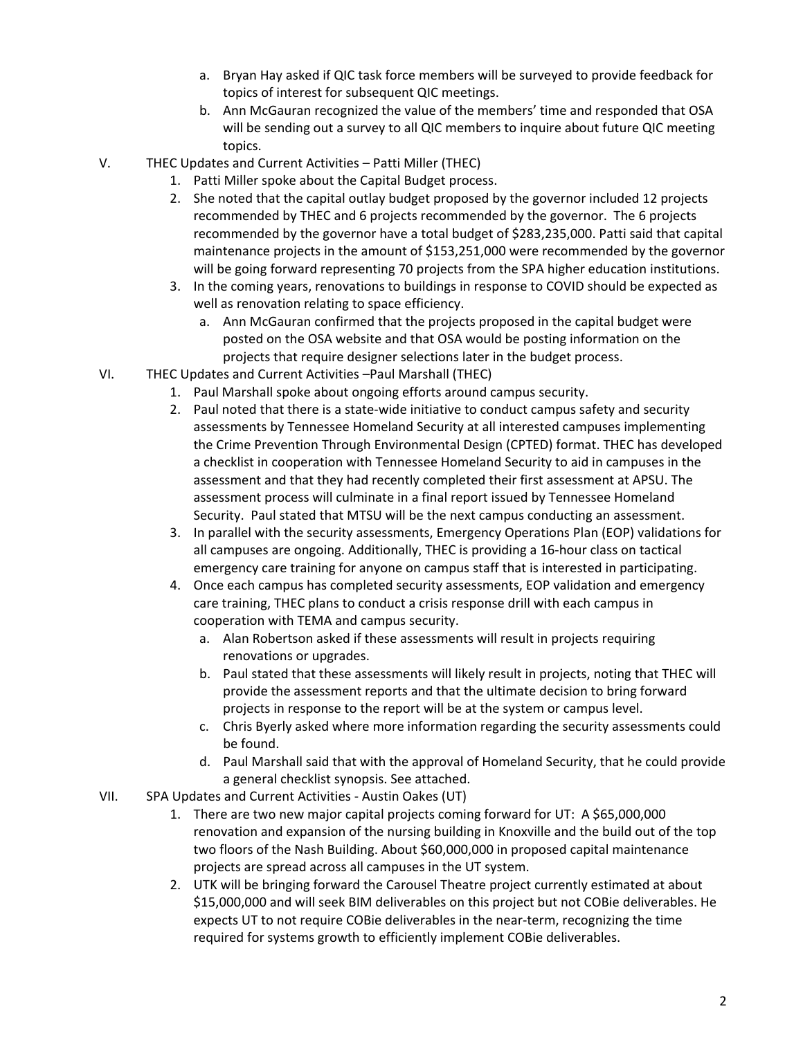a. Bryan Hay asked if QIC task force members will be surveyed to provide feedback for topics of interest for subsequent QIC meetings.
   b. Ann McGauran recognized the value of the members' time and responded that OSA will be sending out a survey to all QIC members to inquire about future QIC meeting topics.

V. THEC Updates and Current Activities – Patti Miller (THEC)
   1. Patti Miller spoke about the Capital Budget process.
   2. She noted that the capital outlay budget proposed by the governor included 12 projects recommended by THEC and 6 projects recommended by the governor. The 6 projects recommended by the governor have a total budget of $283,235,000. Patti said that capital maintenance projects in the amount of $153,251,000 were recommended by the governor will be going forward representing 70 projects from the SPA higher education institutions.
   3. In the coming years, renovations to buildings in response to COVID should be expected as well as renovation relating to space efficiency.
      a. Ann McGauran confirmed that the projects proposed in the capital budget were posted on the OSA website and that OSA would be posting information on the projects that require designer selections later in the budget process.

VI. THEC Updates and Current Activities –Paul Marshall (THEC)
   1. Paul Marshall spoke about ongoing efforts around campus security.
   2. Paul noted that there is a state-wide initiative to conduct campus safety and security assessments by Tennessee Homeland Security at all interested campuses implementing the Crime Prevention Through Environmental Design (CPTED) format. THEC has developed a checklist in cooperation with Tennessee Homeland Security to aid in campuses in the assessment and that they had recently completed their first assessment at APSU. The assessment process will culminate in a final report issued by Tennessee Homeland Security. Paul stated that MTSU will be the next campus conducting an assessment.
   3. In parallel with the security assessments, Emergency Operations Plan (EOP) validations for all campuses are ongoing. Additionally, THEC is providing a 16-hour class on tactical emergency care training for anyone on campus staff that is interested in participating.
   4. Once each campus has completed security assessments, EOP validation and emergency care training, THEC plans to conduct a crisis response drill with each campus in cooperation with TEMA and campus security.
      a. Alan Robertson asked if these assessments will result in projects requiring renovations or upgrades.
      b. Paul stated that these assessments will likely result in projects, noting that THEC will provide the assessment reports and that the ultimate decision to bring forward projects in response to the report will be at the system or campus level.
      c. Chris Byerly asked where more information regarding the security assessments could be found.
      d. Paul Marshall said that with the approval of Homeland Security, that he could provide a general checklist synopsis. See attached.

VII. SPA Updates and Current Activities - Austin Oakes (UT)
   1. There are two new major capital projects coming forward for UT: A $65,000,000 renovation and expansion of the nursing building in Knoxville and the build out of the top two floors of the Nash Building. About $60,000,000 in proposed capital maintenance projects are spread across all campuses in the UT system.
   2. UTK will be bringing forward the Carousel Theatre project currently estimated at about $15,000,000 and will seek BIM deliverables on this project but not COBie deliverables. He expects UT to not require COBie deliverables in the near-term, recognizing the time required for systems growth to efficiently implement COBie deliverables.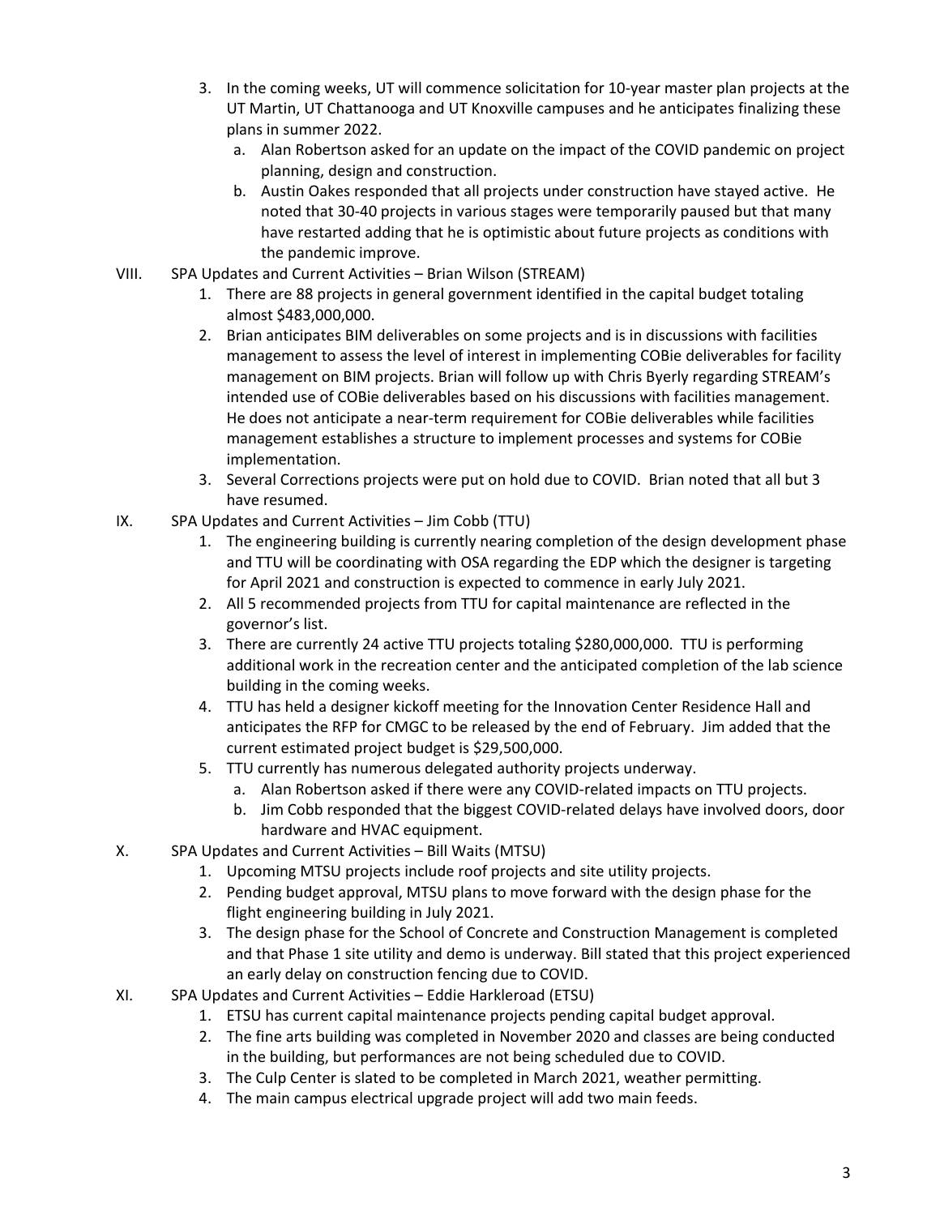3. In the coming weeks, UT will commence solicitation for 10-year master plan projects at the UT Martin, UT Chattanooga and UT Knoxville campuses and he anticipates finalizing these plans in summer 2022.
   a. Alan Robertson asked for an update on the impact of the COVID pandemic on project planning, design and construction.
   b. Austin Oakes responded that all projects under construction have stayed active. He noted that 30-40 projects in various stages were temporarily paused but that many have restarted adding that he is optimistic about future projects as conditions with the pandemic improve.

VIII. SPA Updates and Current Activities – Brian Wilson (STREAM)

1. There are 88 projects in general government identified in the capital budget totaling almost $483,000,000.
2. Brian anticipates BIM deliverables on some projects and is in discussions with facilities management to assess the level of interest in implementing COBie deliverables for facility management on BIM projects. Brian will follow up with Chris Byerly regarding STREAM's intended use of COBie deliverables based on his discussions with facilities management. He does not anticipate a near-term requirement for COBie deliverables while facilities management establishes a structure to implement processes and systems for COBie implementation.
3. Several Corrections projects were put on hold due to COVID. Brian noted that all but 3 have resumed.

IX. SPA Updates and Current Activities – Jim Cobb (TTU)

1. The engineering building is currently nearing completion of the design development phase and TTU will be coordinating with OSA regarding the EDP which the designer is targeting for April 2021 and construction is expected to commence in early July 2021.
2. All 5 recommended projects from TTU for capital maintenance are reflected in the governor's list.
3. There are currently 24 active TTU projects totaling $280,000,000. TTU is performing additional work in the recreation center and the anticipated completion of the lab science building in the coming weeks.
4. TTU has held a designer kickoff meeting for the Innovation Center Residence Hall and anticipates the RFP for CMGC to be released by the end of February. Jim added that the current estimated project budget is $29,500,000.
5. TTU currently has numerous delegated authority projects underway.
   a. Alan Robertson asked if there were any COVID-related impacts on TTU projects.
   b. Jim Cobb responded that the biggest COVID-related delays have involved doors, door hardware and HVAC equipment.

X. SPA Updates and Current Activities – Bill Waits (MTSU)

1. Upcoming MTSU projects include roof projects and site utility projects.
2. Pending budget approval, MTSU plans to move forward with the design phase for the flight engineering building in July 2021.
3. The design phase for the School of Concrete and Construction Management is completed and that Phase 1 site utility and demo is underway. Bill stated that this project experienced an early delay on construction fencing due to COVID.

XI. SPA Updates and Current Activities – Eddie Harkleroad (ETSU)

1. ETSU has current capital maintenance projects pending capital budget approval.
2. The fine arts building was completed in November 2020 and classes are being conducted in the building, but performances are not being scheduled due to COVID.
3. The Culp Center is slated to be completed in March 2021, weather permitting.
4. The main campus electrical upgrade project will add two main feeds.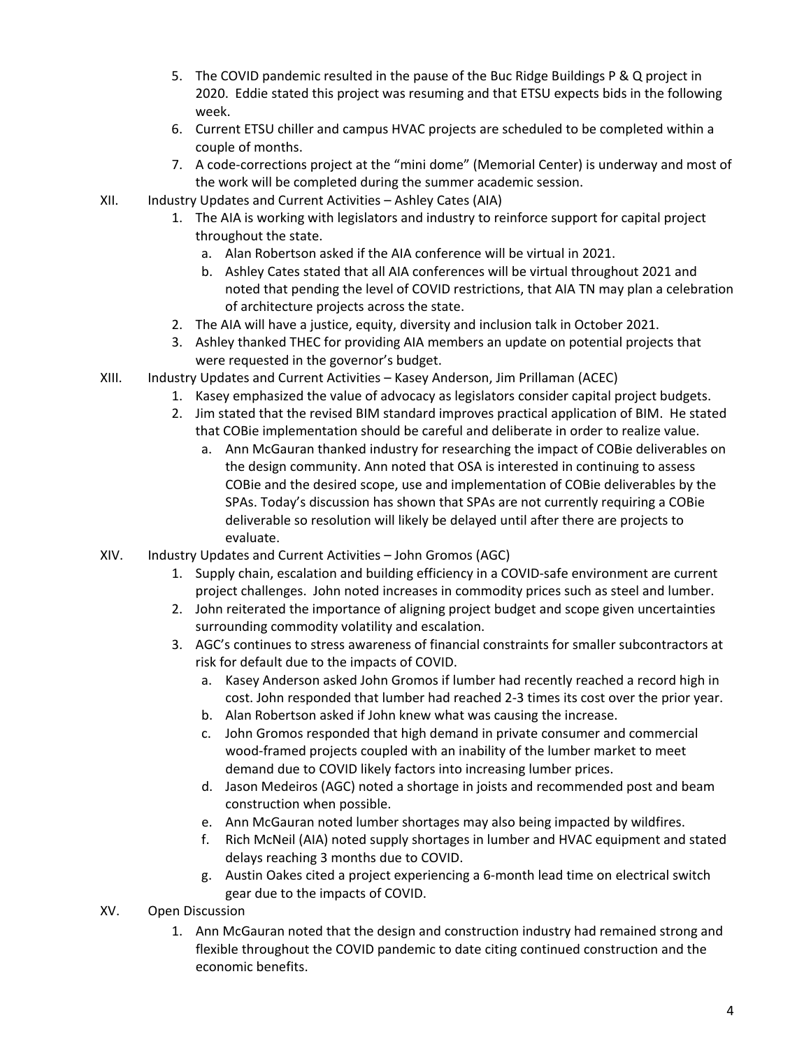5. The COVID pandemic resulted in the pause of the Buc Ridge Buildings P & Q project in 2020. Eddie stated this project was resuming and that ETSU expects bids in the following week.
6. Current ETSU chiller and campus HVAC projects are scheduled to be completed within a couple of months.
7. A code-corrections project at the "mini dome" (Memorial Center) is underway and most of the work will be completed during the summer academic session.

XII. Industry Updates and Current Activities – Ashley Cates (AIA)

1. The AIA is working with legislators and industry to reinforce support for capital project throughout the state.
   a. Alan Robertson asked if the AIA conference will be virtual in 2021.
   b. Ashley Cates stated that all AIA conferences will be virtual throughout 2021 and noted that pending the level of COVID restrictions, that AIA TN may plan a celebration of architecture projects across the state.
2. The AIA will have a justice, equity, diversity and inclusion talk in October 2021.
3. Ashley thanked THEC for providing AIA members an update on potential projects that were requested in the governor's budget.

XIII. Industry Updates and Current Activities – Kasey Anderson, Jim Prillaman (ACEC)

1. Kasey emphasized the value of advocacy as legislators consider capital project budgets.
2. Jim stated that the revised BIM standard improves practical application of BIM. He stated that COBie implementation should be careful and deliberate in order to realize value.
   a. Ann McGauran thanked industry for researching the impact of COBie deliverables on the design community. Ann noted that OSA is interested in continuing to assess COBie and the desired scope, use and implementation of COBie deliverables by the SPAs. Today's discussion has shown that SPAs are not currently requiring a COBie deliverable so resolution will likely be delayed until after there are projects to evaluate.

XIV. Industry Updates and Current Activities – John Gromos (AGC)

1. Supply chain, escalation and building efficiency in a COVID-safe environment are current project challenges. John noted increases in commodity prices such as steel and lumber.
2. John reiterated the importance of aligning project budget and scope given uncertainties surrounding commodity volatility and escalation.
3. AGC's continues to stress awareness of financial constraints for smaller subcontractors at risk for default due to the impacts of COVID.
   a. Kasey Anderson asked John Gromos if lumber had recently reached a record high in cost. John responded that lumber had reached 2-3 times its cost over the prior year.
   b. Alan Robertson asked if John knew what was causing the increase.
   c. John Gromos responded that high demand in private consumer and commercial wood-framed projects coupled with an inability of the lumber market to meet demand due to COVID likely factors into increasing lumber prices.
   d. Jason Medeiros (AGC) noted a shortage in joists and recommended post and beam construction when possible.
   e. Ann McGauran noted lumber shortages may also being impacted by wildfires.
   f. Rich McNeil (AIA) noted supply shortages in lumber and HVAC equipment and stated delays reaching 3 months due to COVID.
   g. Austin Oakes cited a project experiencing a 6-month lead time on electrical switch gear due to the impacts of COVID.

XV. Open Discussion

1. Ann McGauran noted that the design and construction industry had remained strong and flexible throughout the COVID pandemic to date citing continued construction and the economic benefits.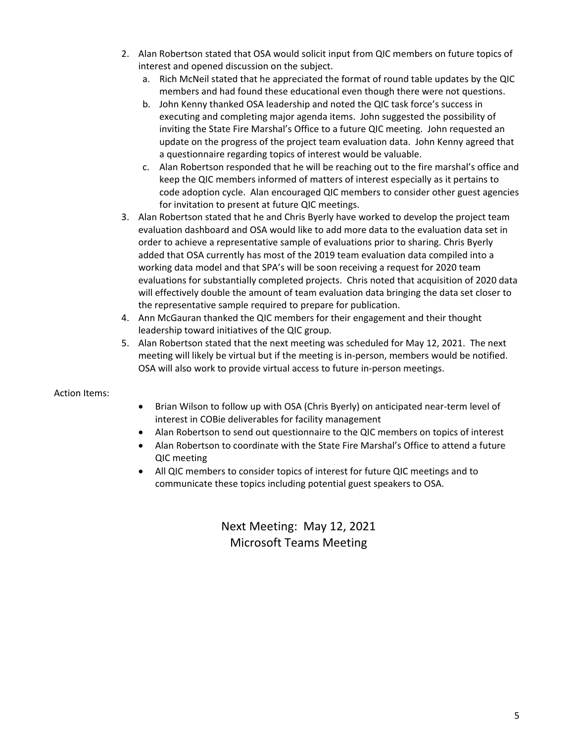2. Alan Robertson stated that OSA would solicit input from QIC members on future topics of interest and opened discussion on the subject.
   a. Rich McNeil stated that he appreciated the format of round table updates by the QIC members and had found these educational even though there were not questions.
   b. John Kenny thanked OSA leadership and noted the QIC task force's success in executing and completing major agenda items. John suggested the possibility of inviting the State Fire Marshal's Office to a future QIC meeting. John requested an update on the progress of the project team evaluation data. John Kenny agreed that a questionnaire regarding topics of interest would be valuable.
   c. Alan Robertson responded that he will be reaching out to the fire marshal's office and keep the QIC members informed of matters of interest especially as it pertains to code adoption cycle. Alan encouraged QIC members to consider other guest agencies for invitation to present at future QIC meetings.
3. Alan Robertson stated that he and Chris Byerly have worked to develop the project team evaluation dashboard and OSA would like to add more data to the evaluation data set in order to achieve a representative sample of evaluations prior to sharing. Chris Byerly added that OSA currently has most of the 2019 team evaluation data compiled into a working data model and that SPA's will be soon receiving a request for 2020 team evaluations for substantially completed projects. Chris noted that acquisition of 2020 data will effectively double the amount of team evaluation data bringing the data set closer to the representative sample required to prepare for publication.
4. Ann McGauran thanked the QIC members for their engagement and their thought leadership toward initiatives of the QIC group.
5. Alan Robertson stated that the next meeting was scheduled for May 12, 2021. The next meeting will likely be virtual but if the meeting is in-person, members would be notified. OSA will also work to provide virtual access to future in-person meetings.

Action Items:

- Brian Wilson to follow up with OSA (Chris Byerly) on anticipated near-term level of interest in COBie deliverables for facility management
- Alan Robertson to send out questionnaire to the QIC members on topics of interest
- Alan Robertson to coordinate with the State Fire Marshal's Office to attend a future QIC meeting
- All QIC members to consider topics of interest for future QIC meetings and to communicate these topics including potential guest speakers to OSA.

Next Meeting: May 12, 2021
Microsoft Teams Meeting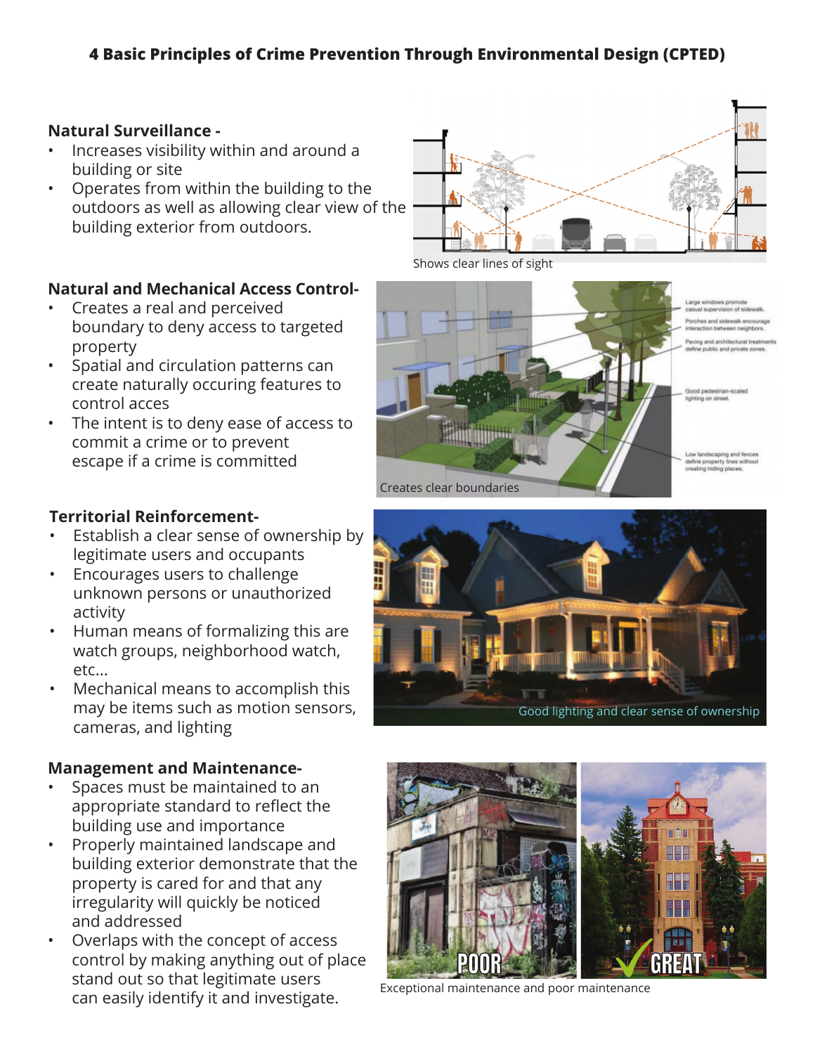# 4 Basic Principles of Crime Prevention Through Environmental Design (CPTED)

## Natural Surveillance -

- Increases visibility within and around a building or site
- Operates from within the building to the outdoors as well as allowing clear view of the building exterior from outdoors.

Shows clear lines of sight

## Natural and Mechanical Access Control-

- Creates a real and perceived boundary to deny access to targeted property
- Spatial and circulation patterns can create naturally occuring features to control acces
- The intent is to deny ease of access to commit a crime or to prevent escape if a crime is committed

Large windows promote casual supervision of sidewalk.

Porches and sidewalk encourage interaction between neighbors.

Paving and architectural treatments define public and private zones.

Good pedestrian-scaled lighting on street.

Low landscaping and fences define property lines without creating hiding places.

Creates clear boundaries

## Territorial Reinforcement-

- Establish a clear sense of ownership by legitimate users and occupants
- Encourages users to challenge unknown persons or unauthorized activity
- Human means of formalizing this are watch groups, neighborhood watch, etc...
- Mechanical means to accomplish this may be items such as motion sensors, cameras, and lighting

Good lighting and clear sense of ownership

## Management and Maintenance-

- Spaces must be maintained to an appropriate standard to reflect the building use and importance
- Properly maintained landscape and building exterior demonstrate that the property is cared for and that any irregularity will quickly be noticed and addressed
- Overlaps with the concept of access control by making anything out of place stand out so that legitimate users can easily identify it and investigate.

POOR

GREAT

Exceptional maintenance and poor maintenance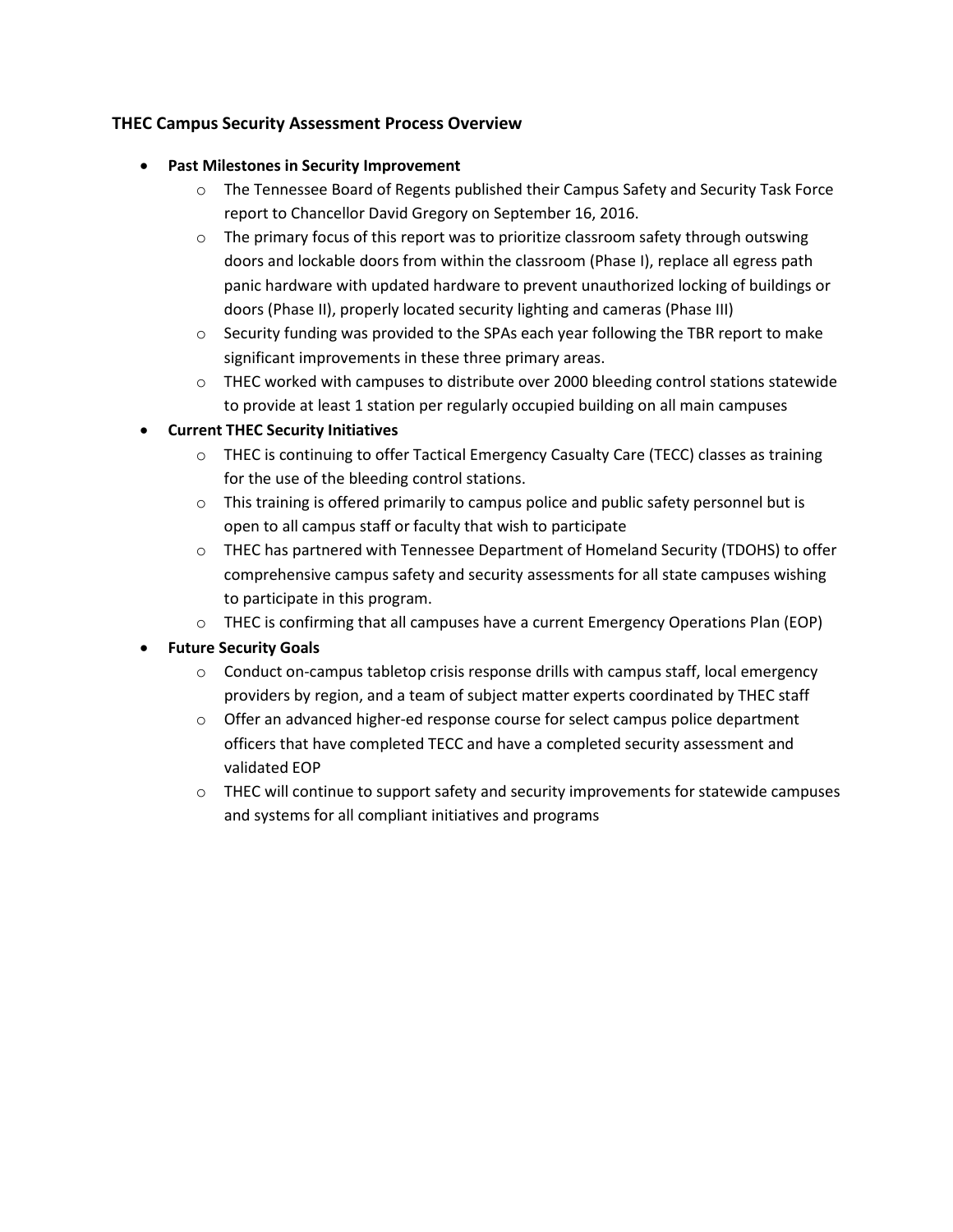### THEC Campus Security Assessment Process Overview

- **Past Milestones in Security Improvement**
  - The Tennessee Board of Regents published their Campus Safety and Security Task Force report to Chancellor David Gregory on September 16, 2016.
  - The primary focus of this report was to prioritize classroom safety through outswing doors and lockable doors from within the classroom (Phase I), replace all egress path panic hardware with updated hardware to prevent unauthorized locking of buildings or doors (Phase II), properly located security lighting and cameras (Phase III)
  - Security funding was provided to the SPAs each year following the TBR report to make significant improvements in these three primary areas.
  - THEC worked with campuses to distribute over 2000 bleeding control stations statewide to provide at least 1 station per regularly occupied building on all main campuses
- **Current THEC Security Initiatives**
  - THEC is continuing to offer Tactical Emergency Casualty Care (TECC) classes as training for the use of the bleeding control stations.
  - This training is offered primarily to campus police and public safety personnel but is open to all campus staff or faculty that wish to participate
  - THEC has partnered with Tennessee Department of Homeland Security (TDOHS) to offer comprehensive campus safety and security assessments for all state campuses wishing to participate in this program.
  - THEC is confirming that all campuses have a current Emergency Operations Plan (EOP)
- **Future Security Goals**
  - Conduct on-campus tabletop crisis response drills with campus staff, local emergency providers by region, and a team of subject matter experts coordinated by THEC staff
  - Offer an advanced higher-ed response course for select campus police department officers that have completed TECC and have a completed security assessment and validated EOP
  - THEC will continue to support safety and security improvements for statewide campuses and systems for all compliant initiatives and programs